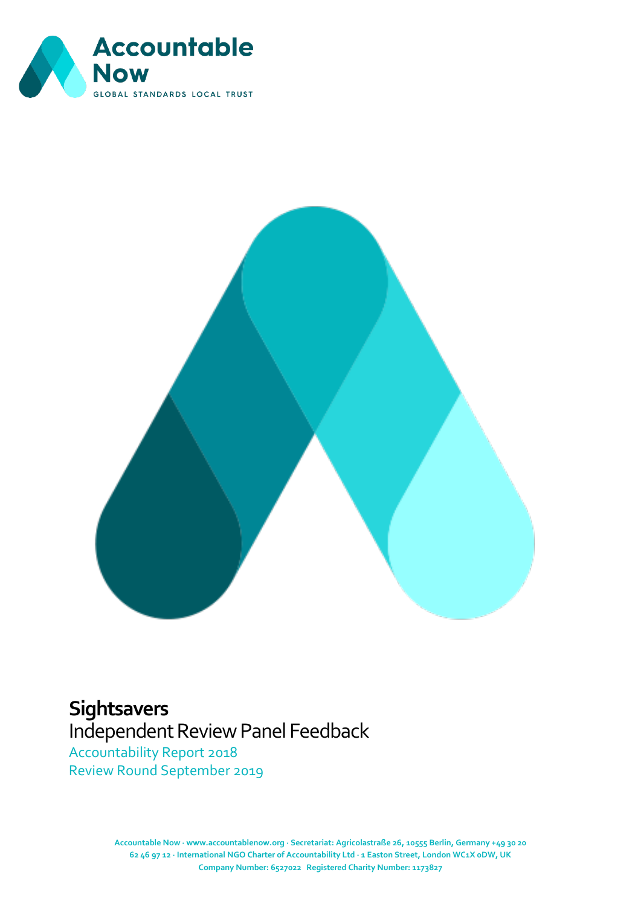Accountable Now

GLOBAL STANDARDS LOCAL TRUST

# Sightsavers

## Independent Review Panel Feedback

Accountability Report 2018

Review Round September 2019

Accountable Now · www.accountablenow.org · Secretariat: Agricolastraße 26, 10555 Berlin, Germany +49 30 20 62 46 97 12 · International NGO Charter of Accountability Ltd · 1 Easton Street, London WC1X 0DW, UK
Company Number: 6527022 Registered Charity Number: 1173827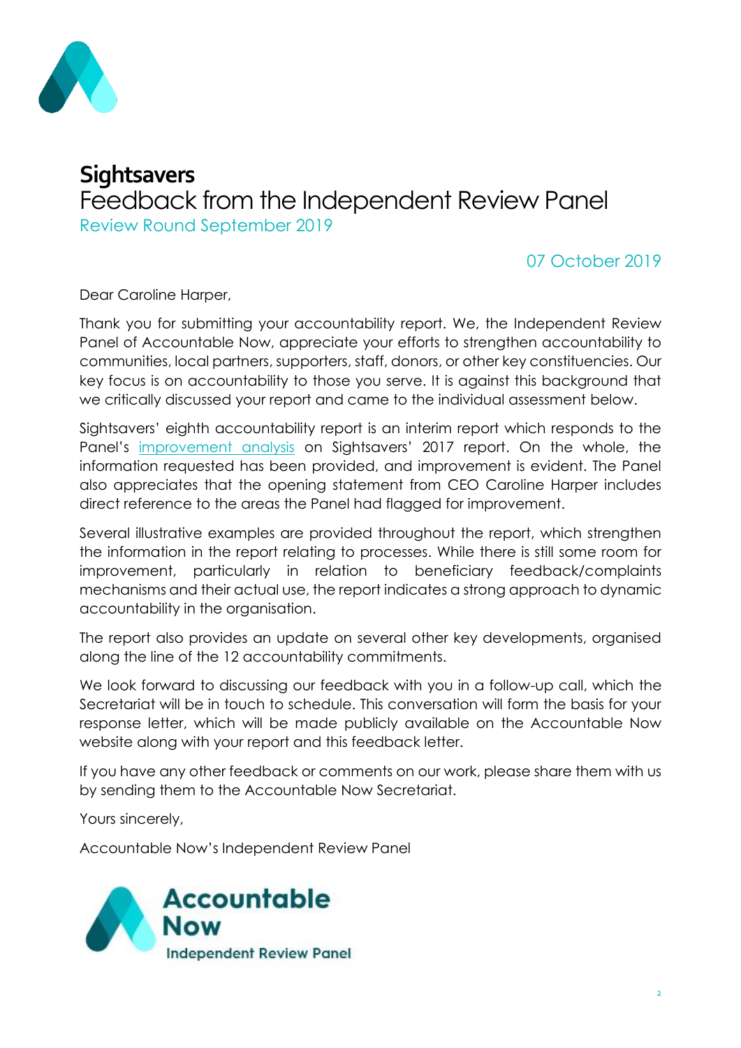# Sightsavers
## Feedback from the Independent Review Panel
Review Round September 2019

07 October 2019

Dear Caroline Harper,

Thank you for submitting your accountability report. We, the Independent Review Panel of Accountable Now, appreciate your efforts to strengthen accountability to communities, local partners, supporters, staff, donors, or other key constituencies. Our key focus is on accountability to those you serve. It is against this background that we critically discussed your report and came to the individual assessment below.

Sightsavers' eighth accountability report is an interim report which responds to the Panel's improvement analysis on Sightsavers' 2017 report. On the whole, the information requested has been provided, and improvement is evident. The Panel also appreciates that the opening statement from CEO Caroline Harper includes direct reference to the areas the Panel had flagged for improvement.

Several illustrative examples are provided throughout the report, which strengthen the information in the report relating to processes. While there is still some room for improvement, particularly in relation to beneficiary feedback/complaints mechanisms and their actual use, the report indicates a strong approach to dynamic accountability in the organisation.

The report also provides an update on several other key developments, organised along the line of the 12 accountability commitments.

We look forward to discussing our feedback with you in a follow-up call, which the Secretariat will be in touch to schedule. This conversation will form the basis for your response letter, which will be made publicly available on the Accountable Now website along with your report and this feedback letter.

If you have any other feedback or comments on our work, please share them with us by sending them to the Accountable Now Secretariat.

Yours sincerely,

Accountable Now's Independent Review Panel

Accountable Now
Independent Review Panel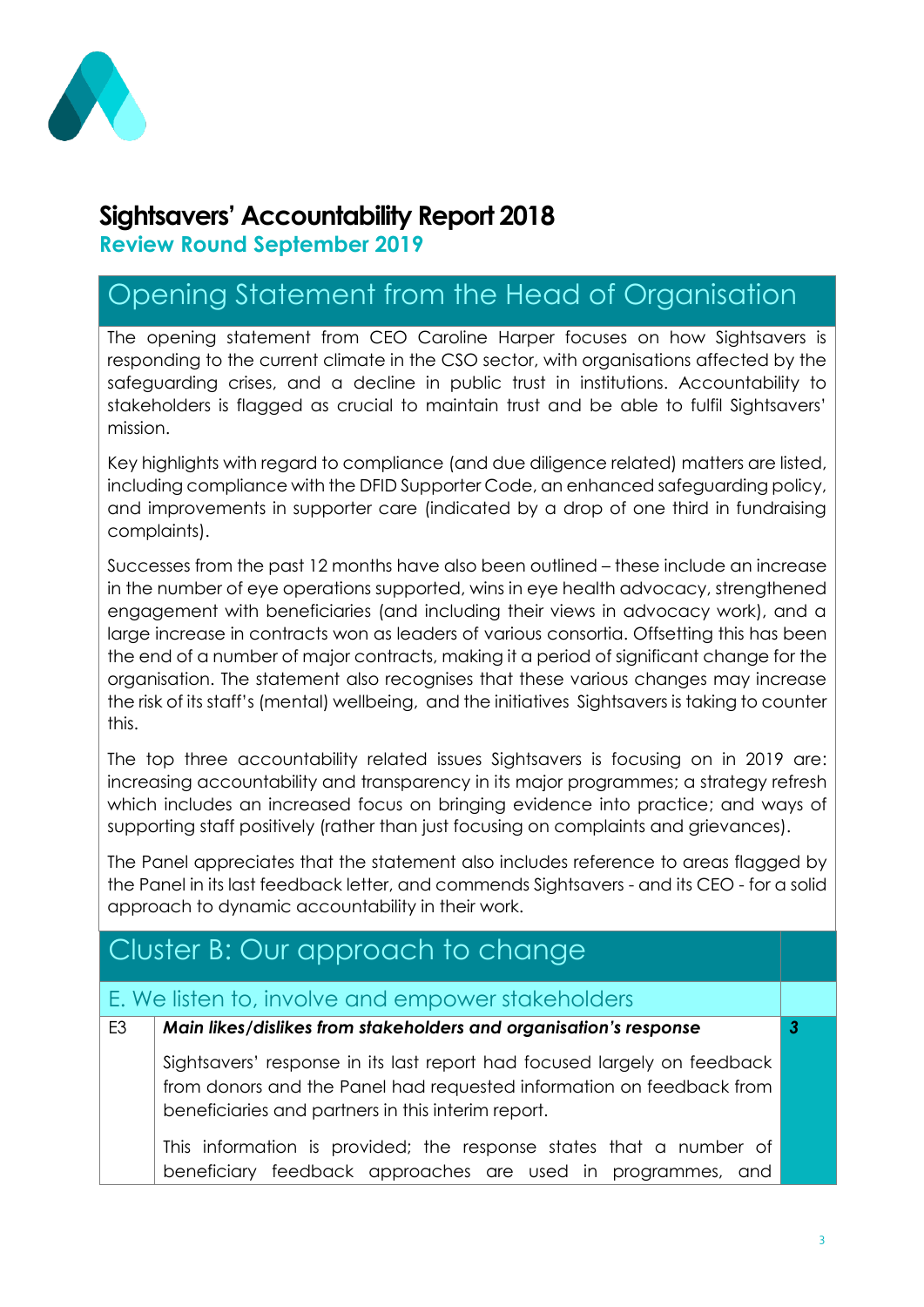# Sightsavers' Accountability Report 2018

**Review Round September 2019**

## Opening Statement from the Head of Organisation

The opening statement from CEO Caroline Harper focuses on how Sightsavers is responding to the current climate in the CSO sector, with organisations affected by the safeguarding crises, and a decline in public trust in institutions. Accountability to stakeholders is flagged as crucial to maintain trust and be able to fulfil Sightsavers' mission.

Key highlights with regard to compliance (and due diligence related) matters are listed, including compliance with the DFID Supporter Code, an enhanced safeguarding policy, and improvements in supporter care (indicated by a drop of one third in fundraising complaints).

Successes from the past 12 months have also been outlined – these include an increase in the number of eye operations supported, wins in eye health advocacy, strengthened engagement with beneficiaries (and including their views in advocacy work), and a large increase in contracts won as leaders of various consortia. Offsetting this has been the end of a number of major contracts, making it a period of significant change for the organisation. The statement also recognises that these various changes may increase the risk of its staff's (mental) wellbeing, and the initiatives Sightsavers is taking to counter this.

The top three accountability related issues Sightsavers is focusing on in 2019 are: increasing accountability and transparency in its major programmes; a strategy refresh which includes an increased focus on bringing evidence into practice; and ways of supporting staff positively (rather than just focusing on complaints and grievances).

The Panel appreciates that the statement also includes reference to areas flagged by the Panel in its last feedback letter, and commends Sightsavers - and its CEO - for a solid approach to dynamic accountability in their work.

## Cluster B: Our approach to change

### E. We listen to, involve and empower stakeholders

| | | |
|---|---|---|
| E3 | ***Main likes/dislikes from stakeholders and organisation's response*** | ***3*** |
| | Sightsavers' response in its last report had focused largely on feedback from donors and the Panel had requested information on feedback from beneficiaries and partners in this interim report.<br><br>This information is provided; the response states that a number of beneficiary feedback approaches are used in programmes, and | |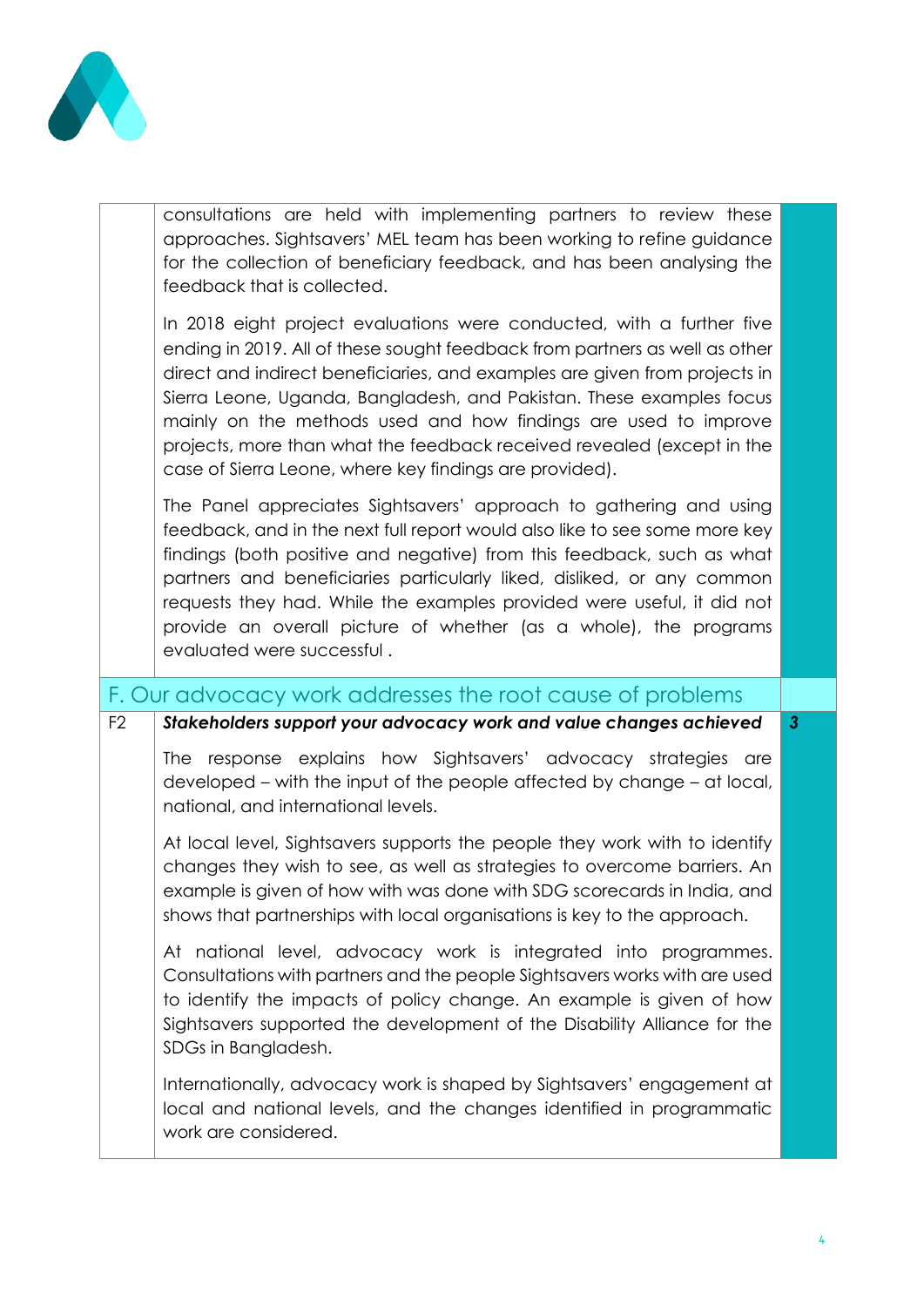| | | |
|---|---|---|
| | consultations are held with implementing partners to review these approaches. Sightsavers' MEL team has been working to refine guidance for the collection of beneficiary feedback, and has been analysing the feedback that is collected.<br><br>In 2018 eight project evaluations were conducted, with a further five ending in 2019. All of these sought feedback from partners as well as other direct and indirect beneficiaries, and examples are given from projects in Sierra Leone, Uganda, Bangladesh, and Pakistan. These examples focus mainly on the methods used and how findings are used to improve projects, more than what the feedback received revealed (except in the case of Sierra Leone, where key findings are provided).<br><br>The Panel appreciates Sightsavers' approach to gathering and using feedback, and in the next full report would also like to see some more key findings (both positive and negative) from this feedback, such as what partners and beneficiaries particularly liked, disliked, or any common requests they had. While the examples provided were useful, it did not provide an overall picture of whether (as a whole), the programs evaluated were successful . | |
| **F. Our advocacy work addresses the root cause of problems** | | |
| F2 | ***Stakeholders support your advocacy work and value changes achieved***<br><br>The response explains how Sightsavers' advocacy strategies are developed – with the input of the people affected by change – at local, national, and international levels.<br><br>At local level, Sightsavers supports the people they work with to identify changes they wish to see, as well as strategies to overcome barriers. An example is given of how with was done with SDG scorecards in India, and shows that partnerships with local organisations is key to the approach.<br><br>At national level, advocacy work is integrated into programmes. Consultations with partners and the people Sightsavers works with are used to identify the impacts of policy change. An example is given of how Sightsavers supported the development of the Disability Alliance for the SDGs in Bangladesh.<br><br>Internationally, advocacy work is shaped by Sightsavers' engagement at local and national levels, and the changes identified in programmatic work are considered. | ***3*** |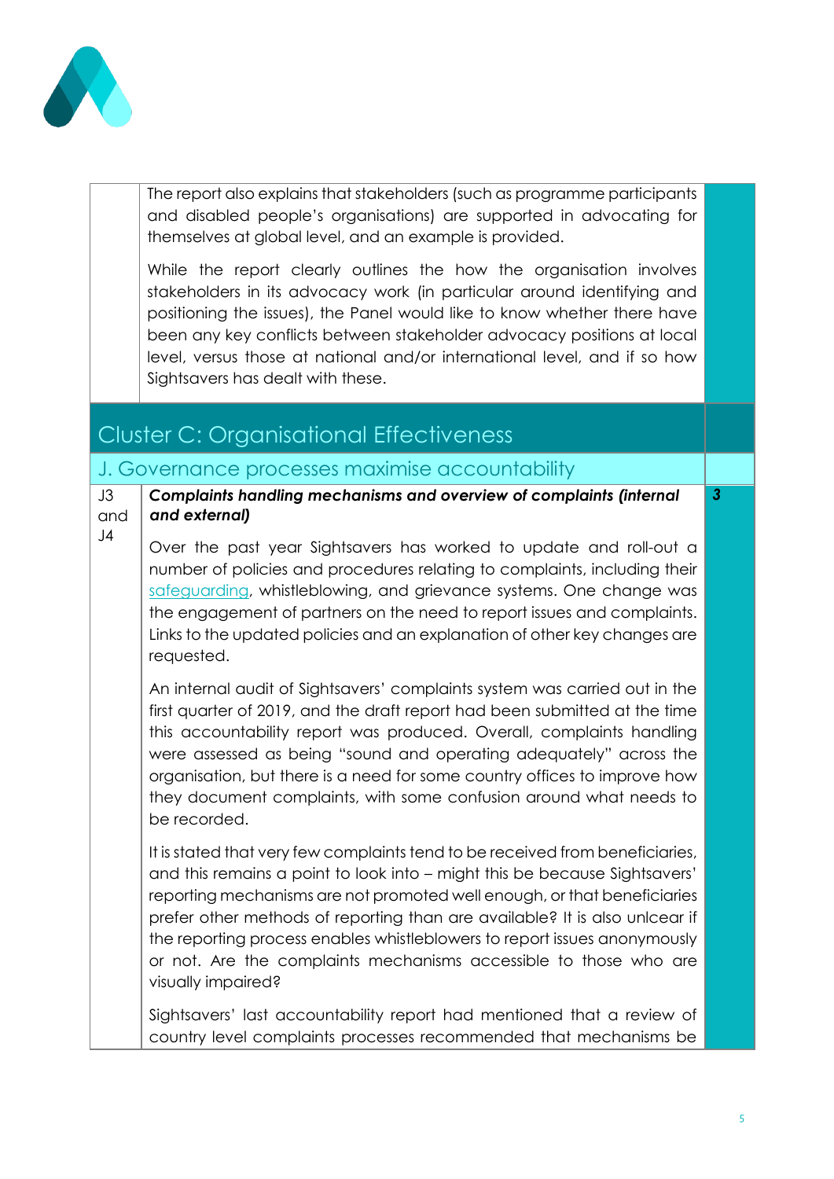| | | |
|---|---|---|
| | The report also explains that stakeholders (such as programme participants and disabled people's organisations) are supported in advocating for themselves at global level, and an example is provided.<br><br>While the report clearly outlines the how the organisation involves stakeholders in its advocacy work (in particular around identifying and positioning the issues), the Panel would like to know whether there have been any key conflicts between stakeholder advocacy positions at local level, versus those at national and/or international level, and if so how Sightsavers has dealt with these. | |

## Cluster C: Organisational Effectiveness

### J. Governance processes maximise accountability

| | | |
|---|---|---|
| J3 and J4 | ***Complaints handling mechanisms and overview of complaints (internal and external)***<br><br>Over the past year Sightsavers has worked to update and roll-out a number of policies and procedures relating to complaints, including their safeguarding, whistleblowing, and grievance systems. One change was the engagement of partners on the need to report issues and complaints. Links to the updated policies and an explanation of other key changes are requested.<br><br>An internal audit of Sightsavers' complaints system was carried out in the first quarter of 2019, and the draft report had been submitted at the time this accountability report was produced. Overall, complaints handling were assessed as being "sound and operating adequately" across the organisation, but there is a need for some country offices to improve how they document complaints, with some confusion around what needs to be recorded.<br><br>It is stated that very few complaints tend to be received from beneficiaries, and this remains a point to look into – might this be because Sightsavers' reporting mechanisms are not promoted well enough, or that beneficiaries prefer other methods of reporting than are available? It is also unlcear if the reporting process enables whistleblowers to report issues anonymously or not. Are the complaints mechanisms accessible to those who are visually impaired?<br><br>Sightsavers' last accountability report had mentioned that a review of country level complaints processes recommended that mechanisms be | ***3*** |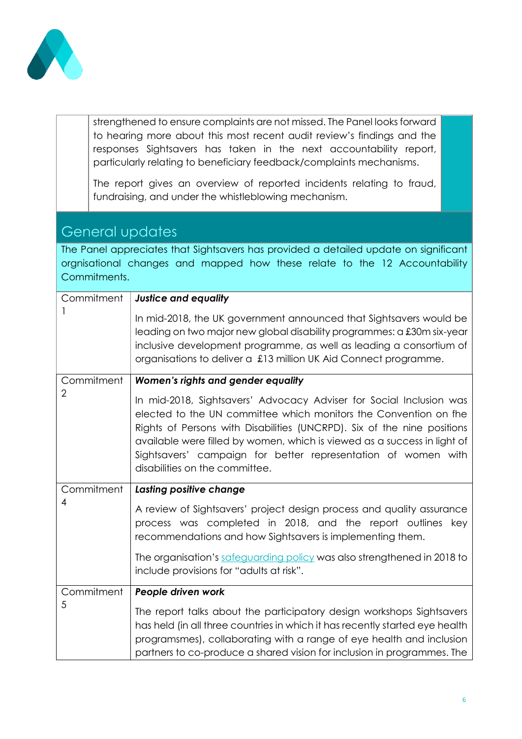strengthened to ensure complaints are not missed. The Panel looks forward to hearing more about this most recent audit review's findings and the responses Sightsavers has taken in the next accountability report, particularly relating to beneficiary feedback/complaints mechanisms.

The report gives an overview of reported incidents relating to fraud, fundraising, and under the whistleblowing mechanism.

## General updates

The Panel appreciates that Sightsavers has provided a detailed update on significant orgnisational changes and mapped how these relate to the 12 Accountability Commitments.

| | |
|---|---|
| Commitment 1 | ***Justice and equality***<br><br>In mid-2018, the UK government announced that Sightsavers would be leading on two major new global disability programmes: a £30m six-year inclusive development programme, as well as leading a consortium of organisations to deliver a £13 million UK Aid Connect programme. |
| Commitment 2 | ***Women's rights and gender equality***<br><br>In mid-2018, Sightsavers' Advocacy Adviser for Social Inclusion was elected to the UN committee which monitors the Convention on the Rights of Persons with Disabilities (UNCRPD). Six of the nine positions available were filled by women, which is viewed as a success in light of Sightsavers' campaign for better representation of women with disabilities on the committee. |
| Commitment 4 | ***Lasting positive change***<br><br>A review of Sightsavers' project design process and quality assurance process was completed in 2018, and the report outlines key recommendations and how Sightsavers is implementing them.<br><br>The organisation's safeguarding policy was also strengthened in 2018 to include provisions for "adults at risk". |
| Commitment 5 | ***People driven work***<br><br>The report talks about the participatory design workshops Sightsavers has held (in all three countries in which it has recently started eye health programsmes), collaborating with a range of eye health and inclusion partners to co-produce a shared vision for inclusion in programmes. The |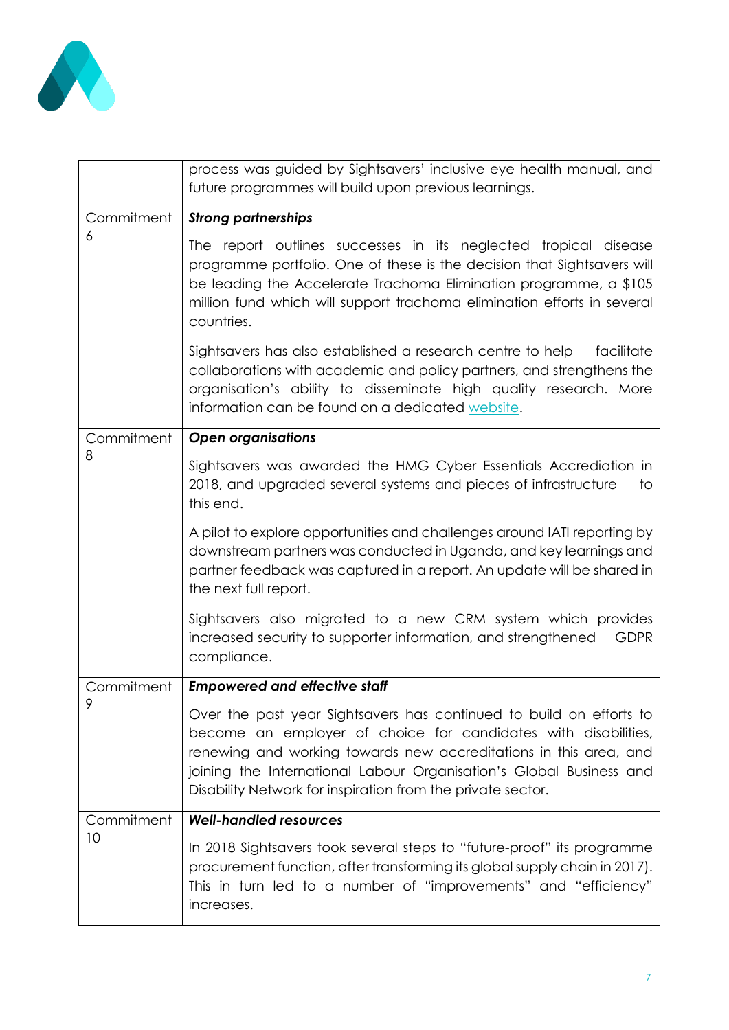| | |
|---|---|
| | process was guided by Sightsavers' inclusive eye health manual, and future programmes will build upon previous learnings. |
| Commitment 6 | ***Strong partnerships***<br><br>The report outlines successes in its neglected tropical disease programme portfolio. One of these is the decision that Sightsavers will be leading the Accelerate Trachoma Elimination programme, a $105 million fund which will support trachoma elimination efforts in several countries.<br><br>Sightsavers has also established a research centre to help facilitate collaborations with academic and policy partners, and strengthens the organisation's ability to disseminate high quality research. More information can be found on a dedicated website. |
| Commitment 8 | ***Open organisations***<br><br>Sightsavers was awarded the HMG Cyber Essentials Accrediation in 2018, and upgraded several systems and pieces of infrastructure to this end.<br><br>A pilot to explore opportunities and challenges around IATI reporting by downstream partners was conducted in Uganda, and key learnings and partner feedback was captured in a report. An update will be shared in the next full report.<br><br>Sightsavers also migrated to a new CRM system which provides increased security to supporter information, and strengthened GDPR compliance. |
| Commitment 9 | ***Empowered and effective staff***<br><br>Over the past year Sightsavers has continued to build on efforts to become an employer of choice for candidates with disabilities, renewing and working towards new accreditations in this area, and joining the International Labour Organisation's Global Business and Disability Network for inspiration from the private sector. |
| Commitment 10 | ***Well-handled resources***<br><br>In 2018 Sightsavers took several steps to "future-proof" its programme procurement function, after transforming its global supply chain in 2017). This in turn led to a number of "improvements" and "efficiency" increases. |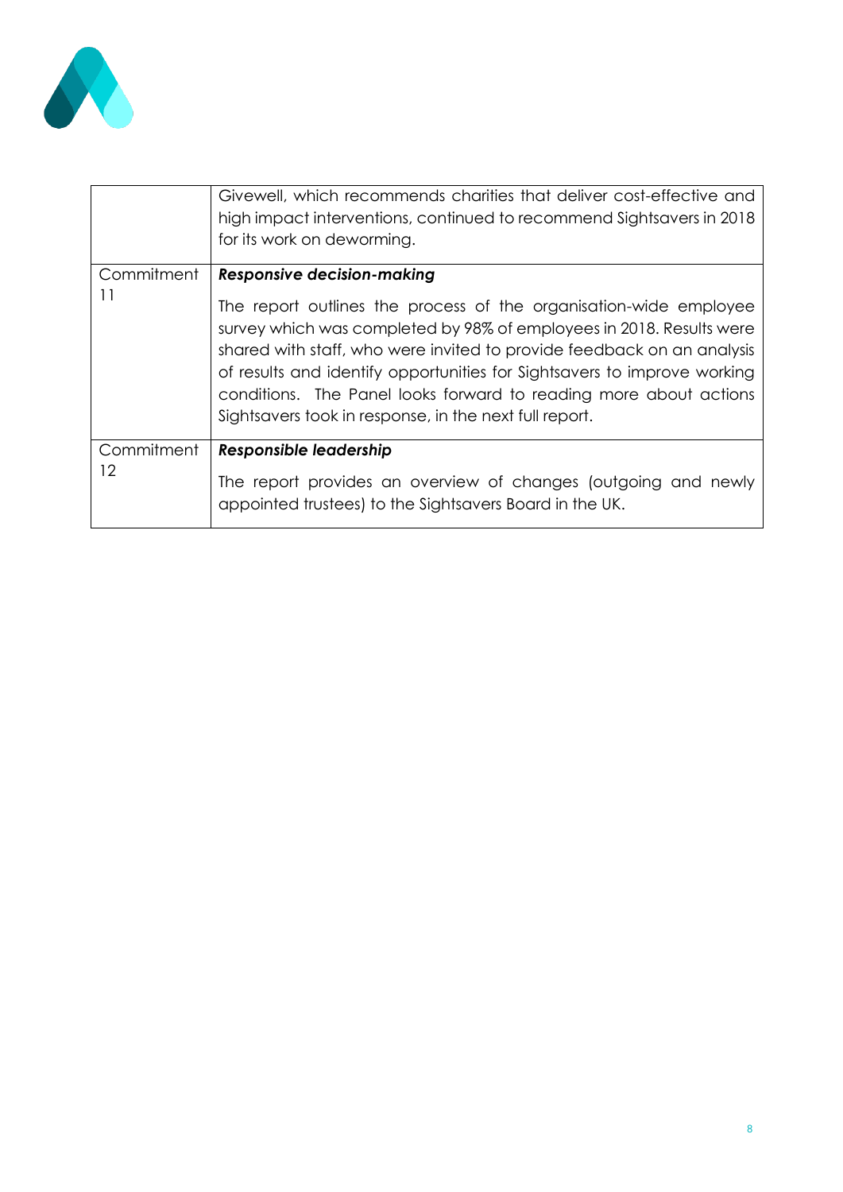| | |
|---|---|
| | Givewell, which recommends charities that deliver cost-effective and high impact interventions, continued to recommend Sightsavers in 2018 for its work on deworming. |
| Commitment 11 | ***Responsive decision-making***<br><br>The report outlines the process of the organisation-wide employee survey which was completed by 98% of employees in 2018. Results were shared with staff, who were invited to provide feedback on an analysis of results and identify opportunities for Sightsavers to improve working conditions. The Panel looks forward to reading more about actions Sightsavers took in response, in the next full report. |
| Commitment 12 | ***Responsible leadership***<br><br>The report provides an overview of changes (outgoing and newly appointed trustees) to the Sightsavers Board in the UK. |